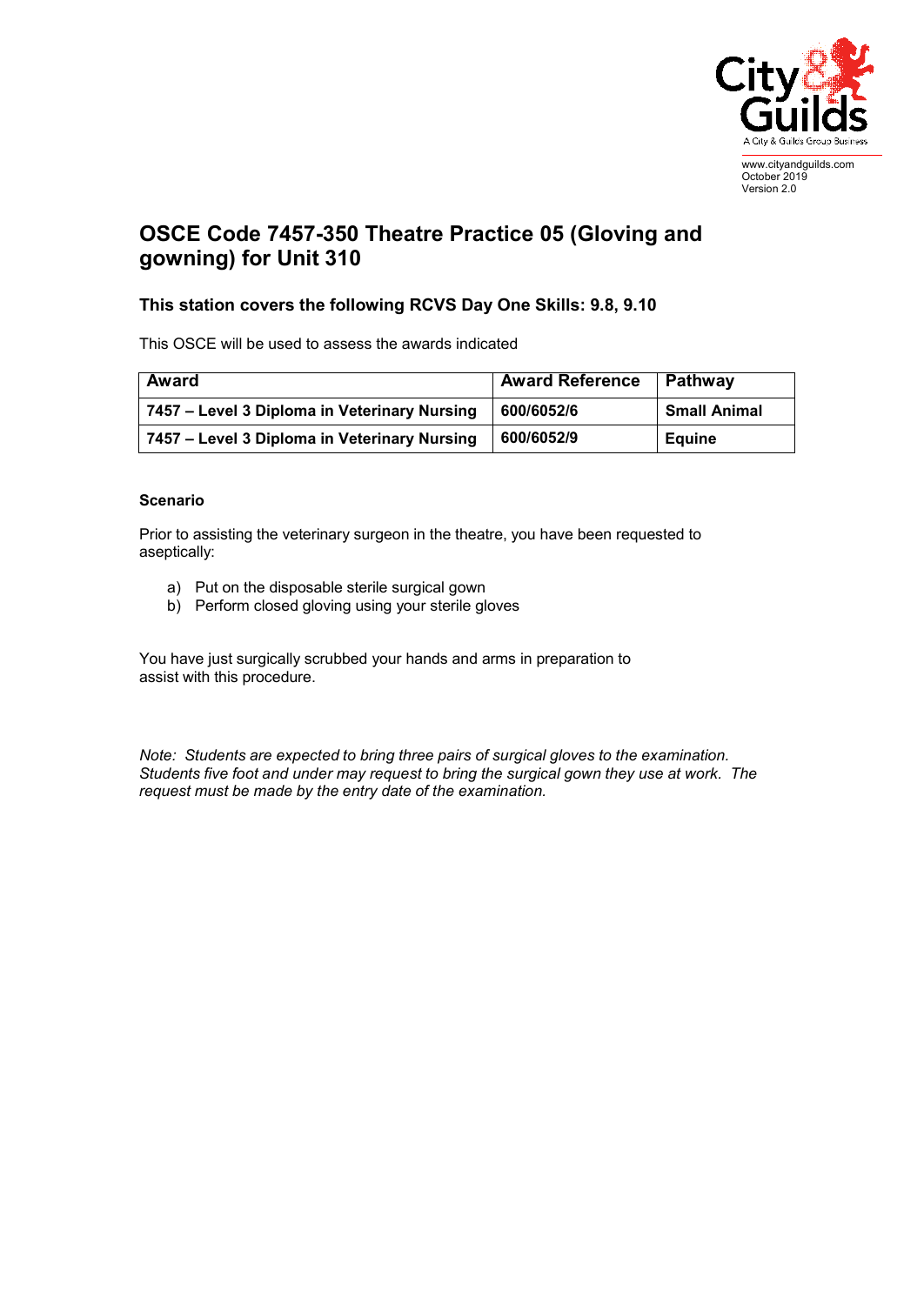www.cityandguilds.com
October 2019
Version 2.0

# OSCE Code 7457-350 Theatre Practice 05 (Gloving and gowning) for Unit 310

### This station covers the following RCVS Day One Skills: 9.8, 9.10

This OSCE will be used to assess the awards indicated

| Award | Award Reference | Pathway |
|---|---|---|
| **7457 – Level 3 Diploma in Veterinary Nursing** | **600/6052/6** | **Small Animal** |
| **7457 – Level 3 Diploma in Veterinary Nursing** | **600/6052/9** | **Equine** |

**Scenario**

Prior to assisting the veterinary surgeon in the theatre, you have been requested to aseptically:

a) Put on the disposable sterile surgical gown
b) Perform closed gloving using your sterile gloves

You have just surgically scrubbed your hands and arms in preparation to assist with this procedure.

*Note: Students are expected to bring three pairs of surgical gloves to the examination. Students five foot and under may request to bring the surgical gown they use at work. The request must be made by the entry date of the examination.*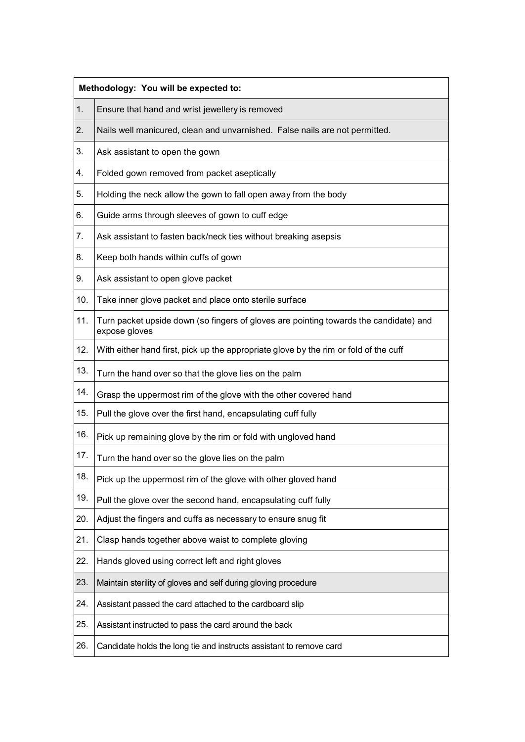| Methodology: You will be expected to: | |
|---|---|
| 1. | Ensure that hand and wrist jewellery is removed |
| 2. | Nails well manicured, clean and unvarnished. False nails are not permitted. |
| 3. | Ask assistant to open the gown |
| 4. | Folded gown removed from packet aseptically |
| 5. | Holding the neck allow the gown to fall open away from the body |
| 6. | Guide arms through sleeves of gown to cuff edge |
| 7. | Ask assistant to fasten back/neck ties without breaking asepsis |
| 8. | Keep both hands within cuffs of gown |
| 9. | Ask assistant to open glove packet |
| 10. | Take inner glove packet and place onto sterile surface |
| 11. | Turn packet upside down (so fingers of gloves are pointing towards the candidate) and expose gloves |
| 12. | With either hand first, pick up the appropriate glove by the rim or fold of the cuff |
| 13. | Turn the hand over so that the glove lies on the palm |
| 14. | Grasp the uppermost rim of the glove with the other covered hand |
| 15. | Pull the glove over the first hand, encapsulating cuff fully |
| 16. | Pick up remaining glove by the rim or fold with ungloved hand |
| 17. | Turn the hand over so the glove lies on the palm |
| 18. | Pick up the uppermost rim of the glove with other gloved hand |
| 19. | Pull the glove over the second hand, encapsulating cuff fully |
| 20. | Adjust the fingers and cuffs as necessary to ensure snug fit |
| 21. | Clasp hands together above waist to complete gloving |
| 22. | Hands gloved using correct left and right gloves |
| 23. | Maintain sterility of gloves and self during gloving procedure |
| 24. | Assistant passed the card attached to the cardboard slip |
| 25. | Assistant instructed to pass the card around the back |
| 26. | Candidate holds the long tie and instructs assistant to remove card |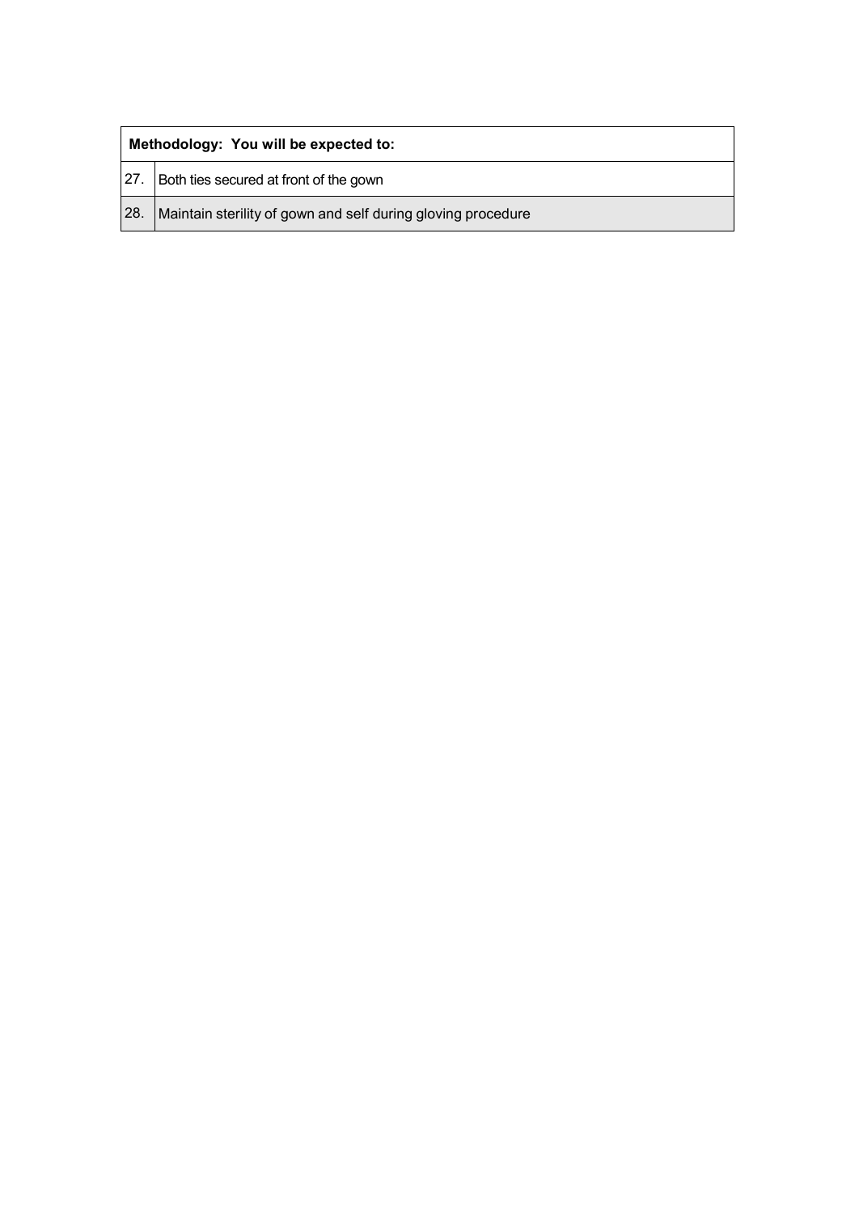| Methodology: You will be expected to: | |
|---|---|
| 27. | Both ties secured at front of the gown |
| 28. | Maintain sterility of gown and self during gloving procedure |